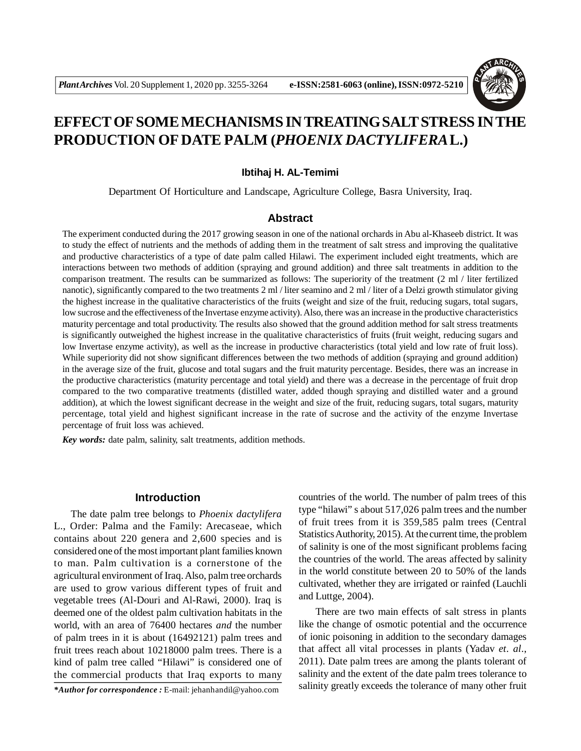# EFFECT OF SOME MECHANISMS IN TREATING SALT STRESS IN THE PRODUCTION OF DATE PALM (*PHOENIX DACTYLIFERA* L.)

**Ibtihaj H. AL-Temimi**

Department Of Horticulture and Landscape, Agriculture College, Basra University, Iraq.

## Abstract

The experiment conducted during the 2017 growing season in one of the national orchards in Abu al-Khaseeb district. It was to study the effect of nutrients and the methods of adding them in the treatment of salt stress and improving the qualitative and productive characteristics of a type of date palm called Hilawi. The experiment included eight treatments, which are interactions between two methods of addition (spraying and ground addition) and three salt treatments in addition to the comparison treatment. The results can be summarized as follows: The superiority of the treatment (2 ml / liter fertilized nanotic), significantly compared to the two treatments 2 ml / liter seamino and 2 ml / liter of a Delzi growth stimulator giving the highest increase in the qualitative characteristics of the fruits (weight and size of the fruit, reducing sugars, total sugars, low sucrose and the effectiveness of the Invertase enzyme activity). Also, there was an increase in the productive characteristics maturity percentage and total productivity. The results also showed that the ground addition method for salt stress treatments is significantly outweighed the highest increase in the qualitative characteristics of fruits (fruit weight, reducing sugars and low Invertase enzyme activity), as well as the increase in productive characteristics (total yield and low rate of fruit loss). While superiority did not show significant differences between the two methods of addition (spraying and ground addition) in the average size of the fruit, glucose and total sugars and the fruit maturity percentage. Besides, there was an increase in the productive characteristics (maturity percentage and total yield) and there was a decrease in the percentage of fruit drop compared to the two comparative treatments (distilled water, added though spraying and distilled water and a ground addition), at which the lowest significant decrease in the weight and size of the fruit, reducing sugars, total sugars, maturity percentage, total yield and highest significant increase in the rate of sucrose and the activity of the enzyme Invertase percentage of fruit loss was achieved.

***Key words:*** date palm, salinity, salt treatments, addition methods.

## Introduction

The date palm tree belongs to *Phoenix dactylifera* L., Order: Palma and the Family: Arecaseae, which contains about 220 genera and 2,600 species and is considered one of the most important plant families known to man. Palm cultivation is a cornerstone of the agricultural environment of Iraq. Also, palm tree orchards are used to grow various different types of fruit and vegetable trees (Al-Douri and Al-Rawi, 2000). Iraq is deemed one of the oldest palm cultivation habitats in the world, with an area of 76400 hectares *and* the number of palm trees in it is about (16492121) palm trees and fruit trees reach about 10218000 palm trees. There is a kind of palm tree called "Hilawi" is considered one of the commercial products that Iraq exports to many countries of the world. The number of palm trees of this type "hilawi" s about 517,026 palm trees and the number of fruit trees from it is 359,585 palm trees (Central Statistics Authority, 2015). At the current time, the problem of salinity is one of the most significant problems facing the countries of the world. The areas affected by salinity in the world constitute between 20 to 50% of the lands cultivated, whether they are irrigated or rainfed (Lauchli and Luttge, 2004).

There are two main effects of salt stress in plants like the change of osmotic potential and the occurrence of ionic poisoning in addition to the secondary damages that affect all vital processes in plants (Yadav *et. al.*, 2011). Date palm trees are among the plants tolerant of salinity and the extent of the date palm trees tolerance to salinity greatly exceeds the tolerance of many other fruit

***\*Author for correspondence :*** E-mail: jehanhandil@yahoo.com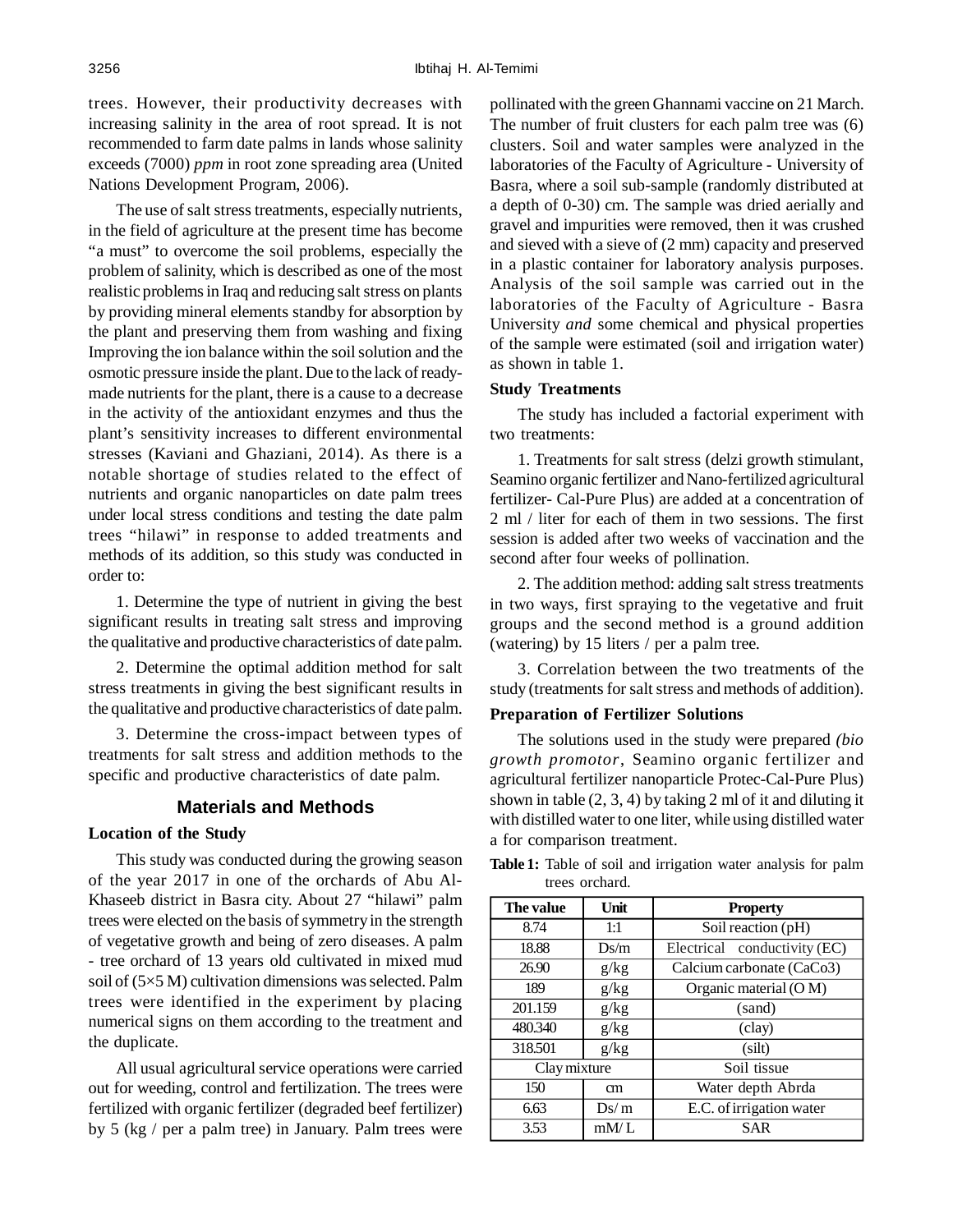trees. However, their productivity decreases with increasing salinity in the area of root spread. It is not recommended to farm date palms in lands whose salinity exceeds (7000) *ppm* in root zone spreading area (United Nations Development Program, 2006).

The use of salt stress treatments, especially nutrients, in the field of agriculture at the present time has become "a must" to overcome the soil problems, especially the problem of salinity, which is described as one of the most realistic problems in Iraq and reducing salt stress on plants by providing mineral elements standby for absorption by the plant and preserving them from washing and fixing Improving the ion balance within the soil solution and the osmotic pressure inside the plant. Due to the lack of ready-made nutrients for the plant, there is a cause to a decrease in the activity of the antioxidant enzymes and thus the plant's sensitivity increases to different environmental stresses (Kaviani and Ghaziani, 2014). As there is a notable shortage of studies related to the effect of nutrients and organic nanoparticles on date palm trees under local stress conditions and testing the date palm trees "hilawi" in response to added treatments and methods of its addition, so this study was conducted in order to:

1. Determine the type of nutrient in giving the best significant results in treating salt stress and improving the qualitative and productive characteristics of date palm.

2. Determine the optimal addition method for salt stress treatments in giving the best significant results in the qualitative and productive characteristics of date palm.

3. Determine the cross-impact between types of treatments for salt stress and addition methods to the specific and productive characteristics of date palm.

## Materials and Methods

### Location of the Study

This study was conducted during the growing season of the year 2017 in one of the orchards of Abu Al-Khaseeb district in Basra city. About 27 "hilawi" palm trees were elected on the basis of symmetry in the strength of vegetative growth and being of zero diseases. A palm - tree orchard of 13 years old cultivated in mixed mud soil of (5×5 M) cultivation dimensions was selected. Palm trees were identified in the experiment by placing numerical signs on them according to the treatment and the duplicate.

All usual agricultural service operations were carried out for weeding, control and fertilization. The trees were fertilized with organic fertilizer (degraded beef fertilizer) by 5 (kg / per a palm tree) in January. Palm trees were pollinated with the green Ghannami vaccine on 21 March. The number of fruit clusters for each palm tree was (6) clusters. Soil and water samples were analyzed in the laboratories of the Faculty of Agriculture - University of Basra, where a soil sub-sample (randomly distributed at a depth of 0-30) cm. The sample was dried aerially and gravel and impurities were removed, then it was crushed and sieved with a sieve of (2 mm) capacity and preserved in a plastic container for laboratory analysis purposes. Analysis of the soil sample was carried out in the laboratories of the Faculty of Agriculture - Basra University *and* some chemical and physical properties of the sample were estimated (soil and irrigation water) as shown in table 1.

### Study Treatments

The study has included a factorial experiment with two treatments:

1. Treatments for salt stress (delzi growth stimulant, Seamino organic fertilizer and Nano-fertilized agricultural fertilizer- Cal-Pure Plus) are added at a concentration of 2 ml / liter for each of them in two sessions. The first session is added after two weeks of vaccination and the second after four weeks of pollination.

2. The addition method: adding salt stress treatments in two ways, first spraying to the vegetative and fruit groups and the second method is a ground addition (watering) by 15 liters / per a palm tree.

3. Correlation between the two treatments of the study (treatments for salt stress and methods of addition).

### Preparation of Fertilizer Solutions

The solutions used in the study were prepared *(bio growth promotor*, Seamino organic fertilizer and agricultural fertilizer nanoparticle Protec-Cal-Pure Plus) shown in table (2, 3, 4) by taking 2 ml of it and diluting it with distilled water to one liter, while using distilled water a for comparison treatment.

**Table 1:** Table of soil and irrigation water analysis for palm trees orchard.

| The value | Unit | Property |
|---|---|---|
| 8.74 | 1:1 | Soil reaction (pH) |
| 18.88 | Ds/m | Electrical conductivity (EC) |
| 26.90 | g/kg | Calcium carbonate ($CaCo_3$) |
| 189 | g/kg | Organic material (O M) |
| 201.159 | g/kg | (sand) |
| 480.340 | g/kg | (clay) |
| 318.501 | g/kg | (silt) |
| Clay mixture | | Soil tissue |
| 150 | cm | Water depth Abrda |
| 6.63 | Ds/ m | E.C. of irrigation water |
| 3.53 | mM/ L | SAR |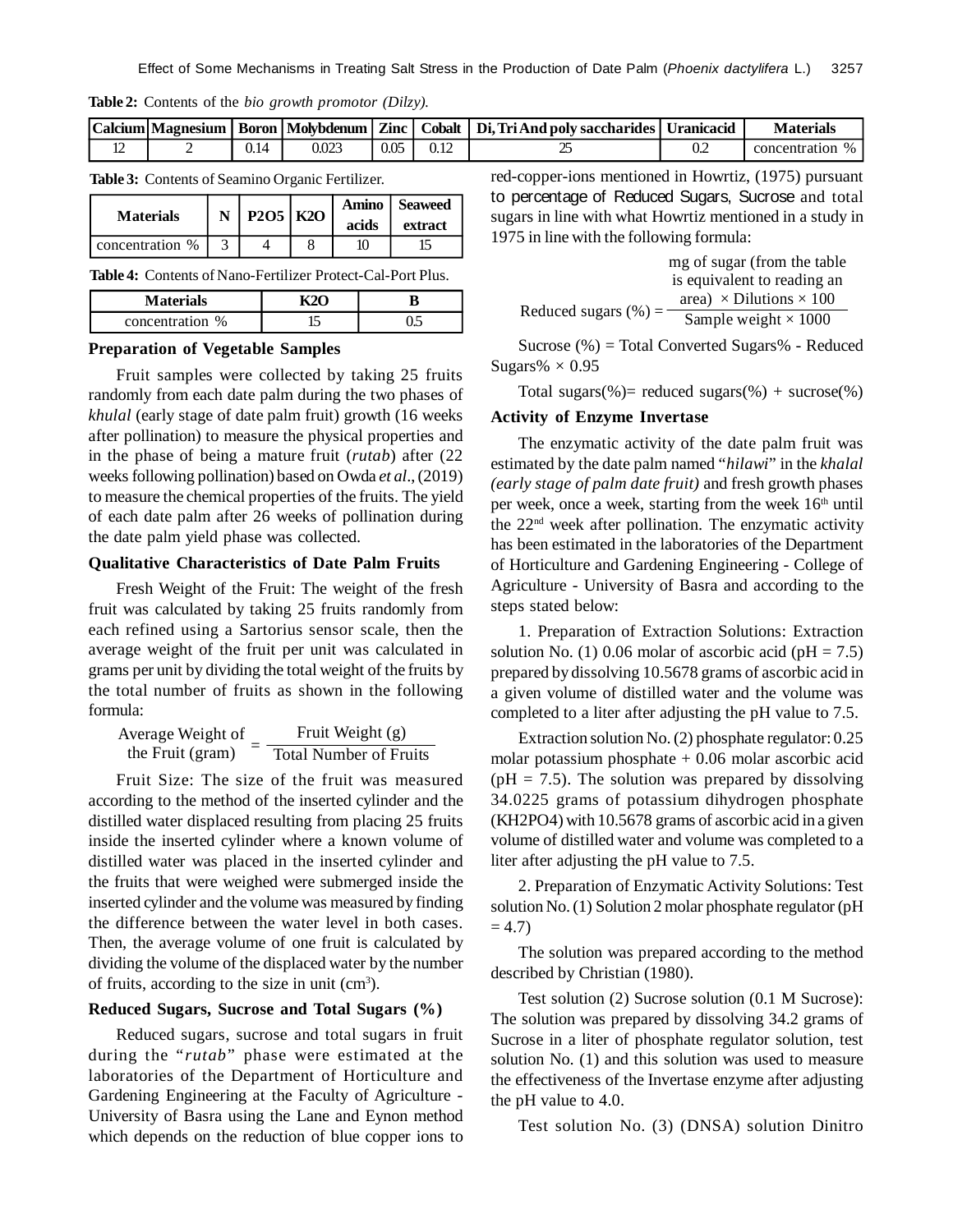**Table 2:** Contents of the *bio growth promotor (Dilzy).*

| Calcium | Magnesium | Boron | Molybdenum | Zinc | Cobalt | Di, Tri And poly saccharides | Uranicacid | Materials |
|---|---|---|---|---|---|---|---|---|
| 12 | 2 | 0.14 | 0.023 | 0.05 | 0.12 | 25 | 0.2 | concentration % |

**Table 3:** Contents of Seamino Organic Fertilizer.

| Materials | N | P2O5 | K2O | Amino acids | Seaweed extract |
|---|---|---|---|---|---|
| concentration % | 3 | 4 | 8 | 10 | 15 |

**Table 4:** Contents of Nano-Fertilizer Protect-Cal-Port Plus.

| Materials | K2O | B |
|---|---|---|
| concentration % | 15 | 0.5 |

### Preparation of Vegetable Samples

Fruit samples were collected by taking 25 fruits randomly from each date palm during the two phases of *khulal* (early stage of date palm fruit) growth (16 weeks after pollination) to measure the physical properties and in the phase of being a mature fruit (*rutab*) after (22 weeks following pollination) based on Owda *et al*., (2019) to measure the chemical properties of the fruits. The yield of each date palm after 26 weeks of pollination during the date palm yield phase was collected.

### Qualitative Characteristics of Date Palm Fruits

Fresh Weight of the Fruit: The weight of the fresh fruit was calculated by taking 25 fruits randomly from each refined using a Sartorius sensor scale, then the average weight of the fruit per unit was calculated in grams per unit by dividing the total weight of the fruits by the total number of fruits as shown in the following formula:

$$\text{Average Weight of the Fruit (gram)} = \frac{\text{Fruit Weight (g)}}{\text{Total Number of Fruits}}$$

Fruit Size: The size of the fruit was measured according to the method of the inserted cylinder and the distilled water displaced resulting from placing 25 fruits inside the inserted cylinder where a known volume of distilled water was placed in the inserted cylinder and the fruits that were weighed were submerged inside the inserted cylinder and the volume was measured by finding the difference between the water level in both cases. Then, the average volume of one fruit is calculated by dividing the volume of the displaced water by the number of fruits, according to the size in unit ($cm^3$).

### Reduced Sugars, Sucrose and Total Sugars (%)

Reduced sugars, sucrose and total sugars in fruit during the "*rutab*" phase were estimated at the laboratories of the Department of Horticulture and Gardening Engineering at the Faculty of Agriculture - University of Basra using the Lane and Eynon method which depends on the reduction of blue copper ions to red-copper-ions mentioned in Howrtiz, (1975) pursuant to percentage of Reduced Sugars, Sucrose and total sugars in line with what Howrtiz mentioned in a study in 1975 in line with the following formula:

$$\text{Reduced sugars (\%)} = \frac{\text{mg of sugar (from the table is equivalent to reading an area)} \times \text{Dilutions} \times 100}{\text{Sample weight} \times 1000}$$

Sucrose (%) = Total Converted Sugars% - Reduced Sugars% × 0.95

Total sugars(%)= reduced sugars(%) + sucrose(%)

### Activity of Enzyme Invertase

The enzymatic activity of the date palm fruit was estimated by the date palm named "*hilawi*" in the *khalal (early stage of palm date fruit)* and fresh growth phases per week, once a week, starting from the week 16th until the 22nd week after pollination. The enzymatic activity has been estimated in the laboratories of the Department of Horticulture and Gardening Engineering - College of Agriculture - University of Basra and according to the steps stated below:

1. Preparation of Extraction Solutions: Extraction solution No. (1) 0.06 molar of ascorbic acid (pH = 7.5) prepared by dissolving 10.5678 grams of ascorbic acid in a given volume of distilled water and the volume was completed to a liter after adjusting the pH value to 7.5.

Extraction solution No. (2) phosphate regulator: 0.25 molar potassium phosphate + 0.06 molar ascorbic acid (pH = 7.5). The solution was prepared by dissolving 34.0225 grams of potassium dihydrogen phosphate ($KH_2PO_4$) with 10.5678 grams of ascorbic acid in a given volume of distilled water and volume was completed to a liter after adjusting the pH value to 7.5.

2. Preparation of Enzymatic Activity Solutions: Test solution No. (1) Solution 2 molar phosphate regulator (pH = 4.7)

The solution was prepared according to the method described by Christian (1980).

Test solution (2) Sucrose solution (0.1 M Sucrose): The solution was prepared by dissolving 34.2 grams of Sucrose in a liter of phosphate regulator solution, test solution No. (1) and this solution was used to measure the effectiveness of the Invertase enzyme after adjusting the pH value to 4.0.

Test solution No. (3) (DNSA) solution Dinitro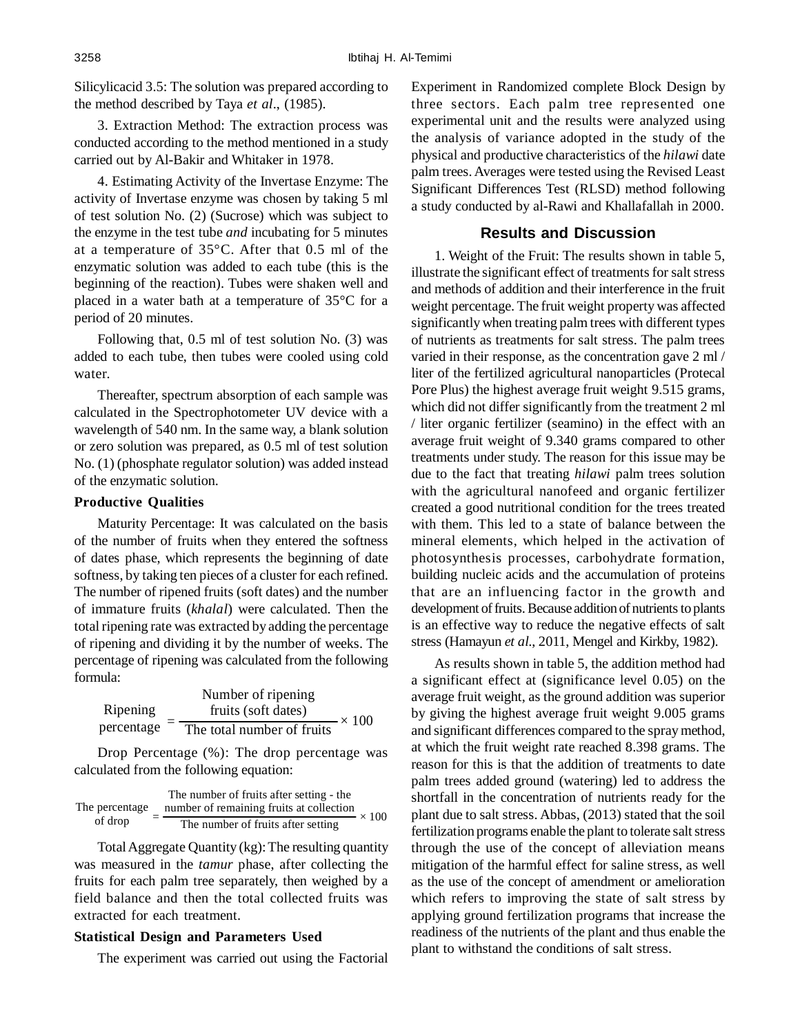Silicylicacid 3.5: The solution was prepared according to the method described by Taya *et al*., (1985).

3. Extraction Method: The extraction process was conducted according to the method mentioned in a study carried out by Al-Bakir and Whitaker in 1978.

4. Estimating Activity of the Invertase Enzyme: The activity of Invertase enzyme was chosen by taking 5 ml of test solution No. (2) (Sucrose) which was subject to the enzyme in the test tube *and* incubating for 5 minutes at a temperature of 35°C. After that 0.5 ml of the enzymatic solution was added to each tube (this is the beginning of the reaction). Tubes were shaken well and placed in a water bath at a temperature of 35°C for a period of 20 minutes.

Following that, 0.5 ml of test solution No. (3) was added to each tube, then tubes were cooled using cold water.

Thereafter, spectrum absorption of each sample was calculated in the Spectrophotometer UV device with a wavelength of 540 nm. In the same way, a blank solution or zero solution was prepared, as 0.5 ml of test solution No. (1) (phosphate regulator solution) was added instead of the enzymatic solution.

**Productive Qualities**

Maturity Percentage: It was calculated on the basis of the number of fruits when they entered the softness of dates phase, which represents the beginning of date softness, by taking ten pieces of a cluster for each refined. The number of ripened fruits (soft dates) and the number of immature fruits (*khalal*) were calculated. Then the total ripening rate was extracted by adding the percentage of ripening and dividing it by the number of weeks. The percentage of ripening was calculated from the following formula:

$$\text{Ripening percentage} = \frac{\text{Number of ripening fruits (soft dates)}}{\text{The total number of fruits}} \times 100$$

Drop Percentage (%): The drop percentage was calculated from the following equation:

$$\text{The percentage of drop} = \frac{\text{The number of fruits after setting - the number of remaining fruits at collection}}{\text{The number of fruits after setting}} \times 100$$

Total Aggregate Quantity (kg): The resulting quantity was measured in the *tamur* phase, after collecting the fruits for each palm tree separately, then weighed by a field balance and then the total collected fruits was extracted for each treatment.

**Statistical Design and Parameters Used**

The experiment was carried out using the Factorial Experiment in Randomized complete Block Design by three sectors. Each palm tree represented one experimental unit and the results were analyzed using the analysis of variance adopted in the study of the physical and productive characteristics of the *hilawi* date palm trees. Averages were tested using the Revised Least Significant Differences Test (RLSD) method following a study conducted by al-Rawi and Khallafallah in 2000.

## Results and Discussion

1. Weight of the Fruit: The results shown in table 5, illustrate the significant effect of treatments for salt stress and methods of addition and their interference in the fruit weight percentage. The fruit weight property was affected significantly when treating palm trees with different types of nutrients as treatments for salt stress. The palm trees varied in their response, as the concentration gave 2 ml / liter of the fertilized agricultural nanoparticles (Protecal Pore Plus) the highest average fruit weight 9.515 grams, which did not differ significantly from the treatment 2 ml / liter organic fertilizer (seamino) in the effect with an average fruit weight of 9.340 grams compared to other treatments under study. The reason for this issue may be due to the fact that treating *hilawi* palm trees solution with the agricultural nanofeed and organic fertilizer created a good nutritional condition for the trees treated with them. This led to a state of balance between the mineral elements, which helped in the activation of photosynthesis processes, carbohydrate formation, building nucleic acids and the accumulation of proteins that are an influencing factor in the growth and development of fruits. Because addition of nutrients to plants is an effective way to reduce the negative effects of salt stress (Hamayun *et al.*, 2011, Mengel and Kirkby, 1982).

As results shown in table 5, the addition method had a significant effect at (significance level 0.05) on the average fruit weight, as the ground addition was superior by giving the highest average fruit weight 9.005 grams and significant differences compared to the spray method, at which the fruit weight rate reached 8.398 grams. The reason for this is that the addition of treatments to date palm trees added ground (watering) led to address the shortfall in the concentration of nutrients ready for the plant due to salt stress. Abbas, (2013) stated that the soil fertilization programs enable the plant to tolerate salt stress through the use of the concept of alleviation means mitigation of the harmful effect for saline stress, as well as the use of the concept of amendment or amelioration which refers to improving the state of salt stress by applying ground fertilization programs that increase the readiness of the nutrients of the plant and thus enable the plant to withstand the conditions of salt stress.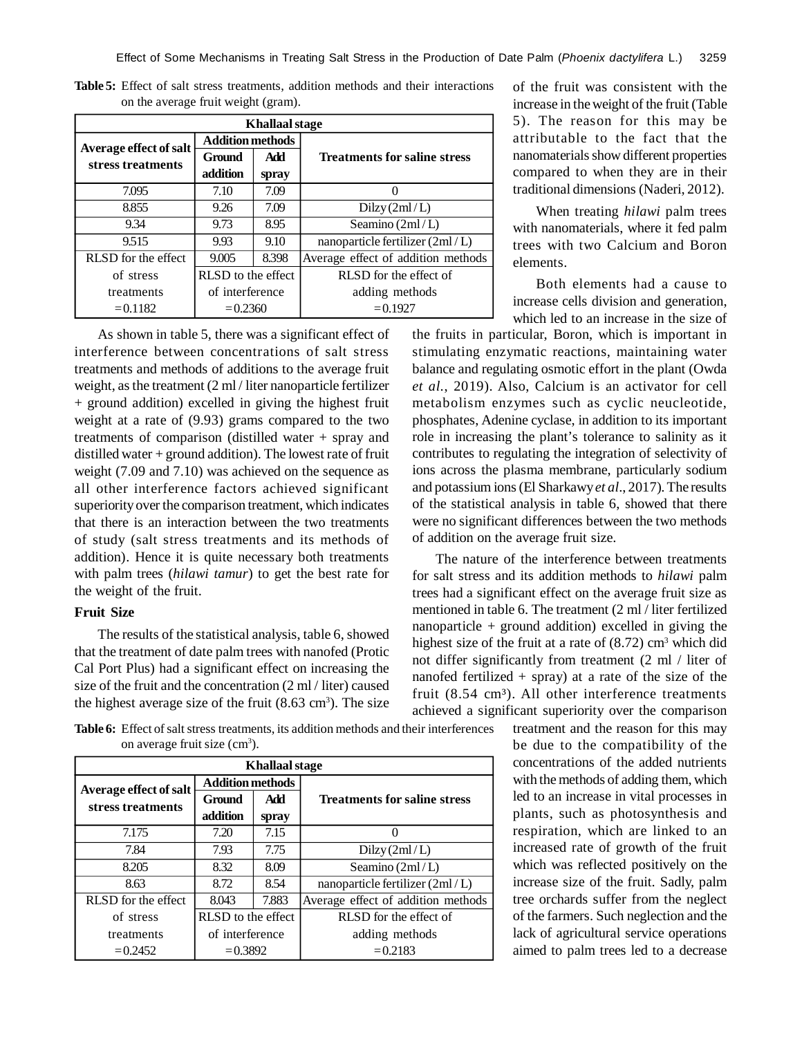**Table 5:** Effect of salt stress treatments, addition methods and their interactions on the average fruit weight (gram).

| Khallaal stage | | | |
|---|---|---|---|
| Average effect of salt stress treatments | Addition methods | | Treatments for saline stress |
| | Ground addition | Add spray | |
| 7.095 | 7.10 | 7.09 | 0 |
| 8.855 | 9.26 | 7.09 | Dilzy (2ml / L) |
| 9.34 | 9.73 | 8.95 | Seamino (2ml / L) |
| 9.515 | 9.93 | 9.10 | nanoparticle fertilizer (2ml / L) |
| RLSD for the effect | 9.005 | 8.398 | Average effect of addition methods |
| of stress treatments = 0.1182 | RLSD to the effect of interference = 0.2360 | | RLSD for the effect of adding methods = 0.1927 |

As shown in table 5, there was a significant effect of interference between concentrations of salt stress treatments and methods of additions to the average fruit weight, as the treatment (2 ml / liter nanoparticle fertilizer + ground addition) excelled in giving the highest fruit weight at a rate of (9.93) grams compared to the two treatments of comparison (distilled water + spray and distilled water + ground addition). The lowest rate of fruit weight (7.09 and 7.10) was achieved on the sequence as all other interference factors achieved significant superiority over the comparison treatment, which indicates that there is an interaction between the two treatments of study (salt stress treatments and its methods of addition). Hence it is quite necessary both treatments with palm trees (*hilawi tamur*) to get the best rate for the weight of the fruit.

### Fruit Size

The results of the statistical analysis, table 6, showed that the treatment of date palm trees with nanofed (Protic Cal Port Plus) had a significant effect on increasing the size of the fruit and the concentration (2 ml / liter) caused the highest average size of the fruit (8.63 $cm^3$). The size of the fruit was consistent with the increase in the weight of the fruit (Table 5). The reason for this may be attributable to the fact that the nanomaterials show different properties compared to when they are in their traditional dimensions (Naderi, 2012).

When treating *hilawi* palm trees with nanomaterials, where it fed palm trees with two Calcium and Boron elements.

Both elements had a cause to increase cells division and generation, which led to an increase in the size of the fruits in particular, Boron, which is important in stimulating enzymatic reactions, maintaining water balance and regulating osmotic effort in the plant (Owda *et al.*, 2019). Also, Calcium is an activator for cell metabolism enzymes such as cyclic neucleotide, phosphates, Adenine cyclase, in addition to its important role in increasing the plant's tolerance to salinity as it contributes to regulating the integration of selectivity of ions across the plasma membrane, particularly sodium and potassium ions (El Sharkawy *et al*., 2017). The results of the statistical analysis in table 6, showed that there were no significant differences between the two methods of addition on the average fruit size.

The nature of the interference between treatments for salt stress and its addition methods to *hilawi* palm trees had a significant effect on the average fruit size as mentioned in table 6. The treatment (2 ml / liter fertilized nanoparticle + ground addition) excelled in giving the highest size of the fruit at a rate of (8.72) $cm^3$ which did not differ significantly from treatment (2 ml / liter of nanofed fertilized + spray) at a rate of the size of the fruit (8.54 $cm^3$). All other interference treatments achieved a significant superiority over the comparison treatment and the reason for this may be due to the compatibility of the concentrations of the added nutrients with the methods of adding them, which led to an increase in vital processes in plants, such as photosynthesis and respiration, which are linked to an increased rate of growth of the fruit which was reflected positively on the increase size of the fruit. Sadly, palm tree orchards suffer from the neglect of the farmers. Such neglection and the lack of agricultural service operations aimed to palm trees led to a decrease

**Table 6:** Effect of salt stress treatments, its addition methods and their interferences on average fruit size ($cm^3$).

| Khallaal stage | | | |
|---|---|---|---|
| Average effect of salt stress treatments | Addition methods | | Treatments for saline stress |
| | Ground addition | Add spray | |
| 7.175 | 7.20 | 7.15 | 0 |
| 7.84 | 7.93 | 7.75 | Dilzy (2ml / L) |
| 8.205 | 8.32 | 8.09 | Seamino (2ml / L) |
| 8.63 | 8.72 | 8.54 | nanoparticle fertilizer (2ml / L) |
| RLSD for the effect | 8.043 | 7.883 | Average effect of addition methods |
| of stress treatments = 0.2452 | RLSD to the effect of interference = 0.3892 | | RLSD for the effect of adding methods = 0.2183 |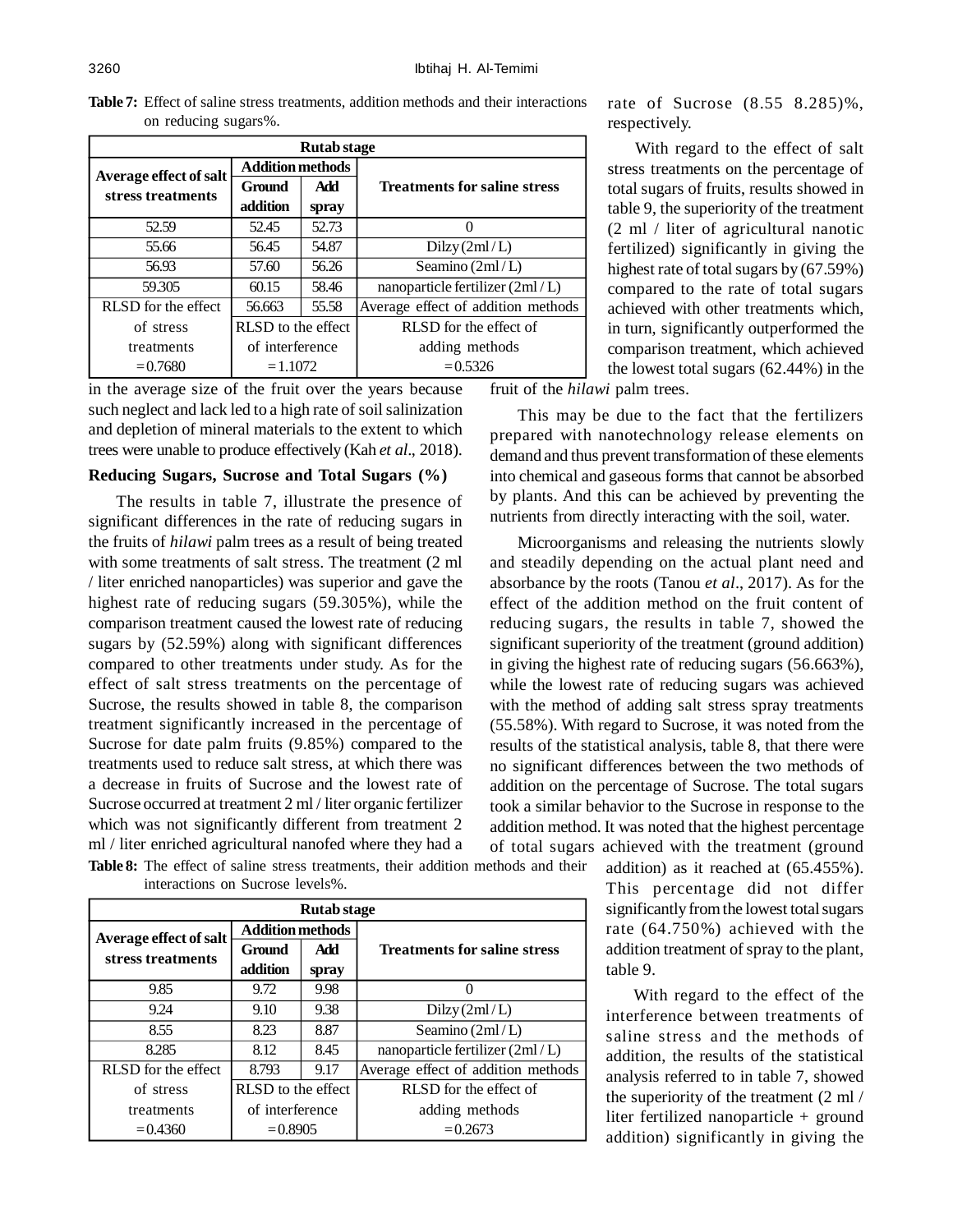**Table 7:** Effect of saline stress treatments, addition methods and their interactions on reducing sugars%.

| Rutab stage | | | |
|---|---|---|---|
| Average effect of salt stress treatments | Addition methods | | Treatments for saline stress |
| | Ground addition | Add spray | |
| 52.59 | 52.45 | 52.73 | 0 |
| 55.66 | 56.45 | 54.87 | Dilzy (2ml / L) |
| 56.93 | 57.60 | 56.26 | Seamino (2ml / L) |
| 59.305 | 60.15 | 58.46 | nanoparticle fertilizer (2ml / L) |
| RLSD for the effect | 56.663 | 55.58 | Average effect of addition methods |
| of stress treatments = 0.7680 | RLSD to the effect of interference = 1.1072 | | RLSD for the effect of adding methods = 0.5326 |

in the average size of the fruit over the years because such neglect and lack led to a high rate of soil salinization and depletion of mineral materials to the extent to which trees were unable to produce effectively (Kah *et al*., 2018).

## Reducing Sugars, Sucrose and Total Sugars (%)

The results in table 7, illustrate the presence of significant differences in the rate of reducing sugars in the fruits of *hilawi* palm trees as a result of being treated with some treatments of salt stress. The treatment (2 ml / liter enriched nanoparticles) was superior and gave the highest rate of reducing sugars (59.305%), while the comparison treatment caused the lowest rate of reducing sugars by (52.59%) along with significant differences compared to other treatments under study. As for the effect of salt stress treatments on the percentage of Sucrose, the results showed in table 8, the comparison treatment significantly increased in the percentage of Sucrose for date palm fruits (9.85%) compared to the treatments used to reduce salt stress, at which there was a decrease in fruits of Sucrose and the lowest rate of Sucrose occurred at treatment 2 ml / liter organic fertilizer which was not significantly different from treatment 2 ml / liter enriched agricultural nanofed where they had a rate of Sucrose (8.55 8.285)%, respectively.

**Table 8:** The effect of saline stress treatments, their addition methods and their interactions on Sucrose levels%.

| Rutab stage | | | |
|---|---|---|---|
| Average effect of salt stress treatments | Addition methods | | Treatments for saline stress |
| | Ground addition | Add spray | |
| 9.85 | 9.72 | 9.98 | 0 |
| 9.24 | 9.10 | 9.38 | Dilzy (2ml / L) |
| 8.55 | 8.23 | 8.87 | Seamino (2ml / L) |
| 8.285 | 8.12 | 8.45 | nanoparticle fertilizer (2ml / L) |
| RLSD for the effect | 8.793 | 9.17 | Average effect of addition methods |
| of stress treatments = 0.4360 | RLSD to the effect of interference = 0.8905 | | RLSD for the effect of adding methods = 0.2673 |

With regard to the effect of salt stress treatments on the percentage of total sugars of fruits, results showed in table 9, the superiority of the treatment (2 ml / liter of agricultural nanotic fertilized) significantly in giving the highest rate of total sugars by (67.59%) compared to the rate of total sugars achieved with other treatments which, in turn, significantly outperformed the comparison treatment, which achieved the lowest total sugars (62.44%) in the fruit of the *hilawi* palm trees.

This may be due to the fact that the fertilizers prepared with nanotechnology release elements on demand and thus prevent transformation of these elements into chemical and gaseous forms that cannot be absorbed by plants. And this can be achieved by preventing the nutrients from directly interacting with the soil, water.

Microorganisms and releasing the nutrients slowly and steadily depending on the actual plant need and absorbance by the roots (Tanou *et al*., 2017). As for the effect of the addition method on the fruit content of reducing sugars, the results in table 7, showed the significant superiority of the treatment (ground addition) in giving the highest rate of reducing sugars (56.663%), while the lowest rate of reducing sugars was achieved with the method of adding salt stress spray treatments (55.58%). With regard to Sucrose, it was noted from the results of the statistical analysis, table 8, that there were no significant differences between the two methods of addition on the percentage of Sucrose. The total sugars took a similar behavior to the Sucrose in response to the addition method. It was noted that the highest percentage of total sugars achieved with the treatment (ground addition) as it reached at (65.455%). This percentage did not differ significantly from the lowest total sugars rate (64.750%) achieved with the addition treatment of spray to the plant, table 9.

With regard to the effect of the interference between treatments of saline stress and the methods of addition, the results of the statistical analysis referred to in table 7, showed the superiority of the treatment (2 ml / liter fertilized nanoparticle + ground addition) significantly in giving the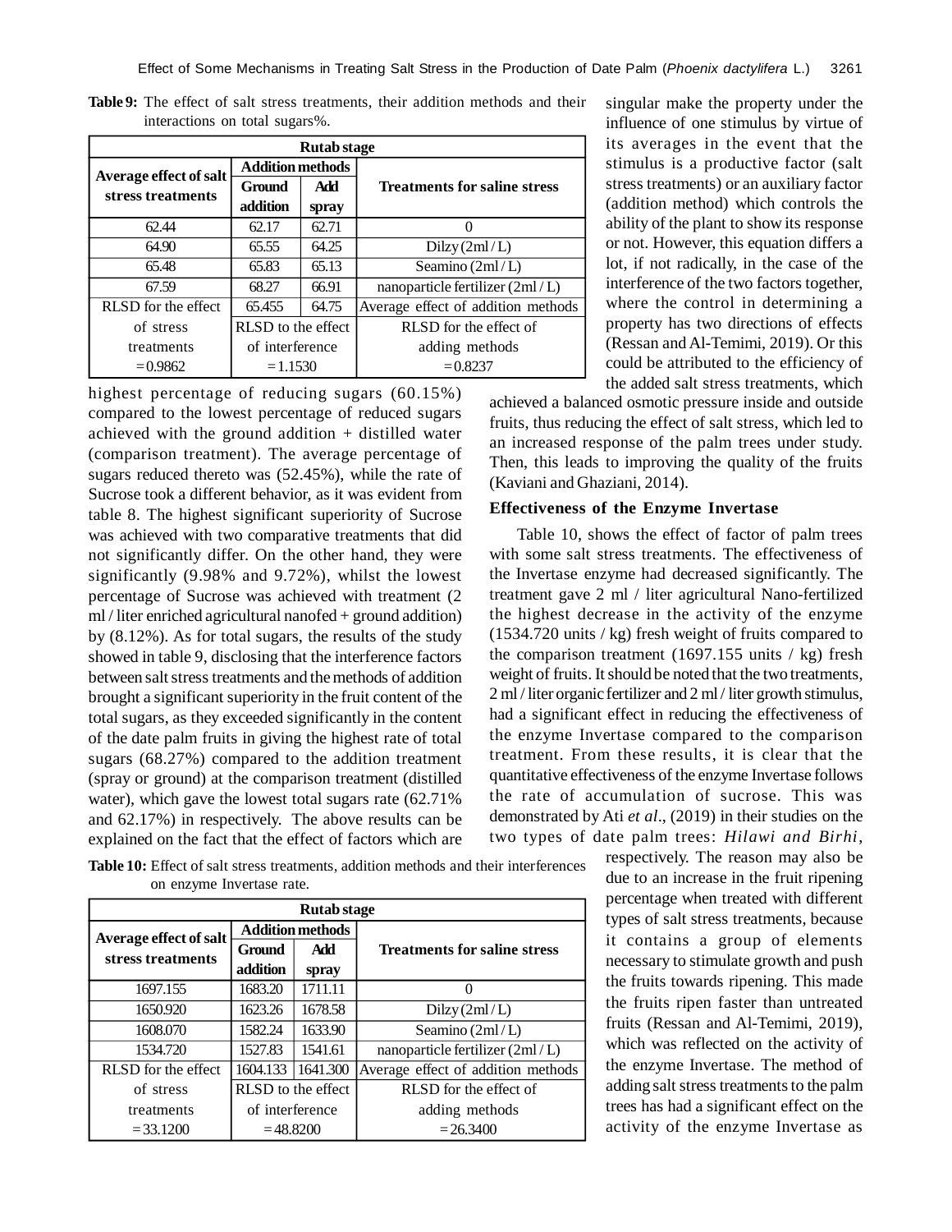**Table 9:** The effect of salt stress treatments, their addition methods and their interactions on total sugars%.

| Rutab stage | | | |
|---|---|---|---|
| Average effect of salt stress treatments | Addition methods | | Treatments for saline stress |
| | Ground addition | Add spray | |
| 62.44 | 62.17 | 62.71 | 0 |
| 64.90 | 65.55 | 64.25 | Dilzy (2ml / L) |
| 65.48 | 65.83 | 65.13 | Seamino (2ml / L) |
| 67.59 | 68.27 | 66.91 | nanoparticle fertilizer (2ml / L) |
| RLSD for the effect | 65.455 | 64.75 | Average effect of addition methods |
| of stress treatments = 0.9862 | RLSD to the effect of interference = 1.1530 | | RLSD for the effect of adding methods = 0.8237 |

highest percentage of reducing sugars (60.15%) compared to the lowest percentage of reduced sugars achieved with the ground addition + distilled water (comparison treatment). The average percentage of sugars reduced thereto was (52.45%), while the rate of Sucrose took a different behavior, as it was evident from table 8. The highest significant superiority of Sucrose was achieved with two comparative treatments that did not significantly differ. On the other hand, they were significantly (9.98% and 9.72%), whilst the lowest percentage of Sucrose was achieved with treatment (2 ml / liter enriched agricultural nanofed + ground addition) by (8.12%). As for total sugars, the results of the study showed in table 9, disclosing that the interference factors between salt stress treatments and the methods of addition brought a significant superiority in the fruit content of the total sugars, as they exceeded significantly in the content of the date palm fruits in giving the highest rate of total sugars (68.27%) compared to the addition treatment (spray or ground) at the comparison treatment (distilled water), which gave the lowest total sugars rate (62.71% and 62.17%) in respectively. The above results can be explained on the fact that the effect of factors which are singular make the property under the influence of one stimulus by virtue of its averages in the event that the stimulus is a productive factor (salt stress treatments) or an auxiliary factor (addition method) which controls the ability of the plant to show its response or not. However, this equation differs a lot, if not radically, in the case of the interference of the two factors together, where the control in determining a property has two directions of effects (Ressan and Al-Temimi, 2019). Or this could be attributed to the efficiency of the added salt stress treatments, which achieved a balanced osmotic pressure inside and outside fruits, thus reducing the effect of salt stress, which led to an increased response of the palm trees under study. Then, this leads to improving the quality of the fruits (Kaviani and Ghaziani, 2014).

### Effectiveness of the Enzyme Invertase

Table 10, shows the effect of factor of palm trees with some salt stress treatments. The effectiveness of the Invertase enzyme had decreased significantly. The treatment gave 2 ml / liter agricultural Nano-fertilized the highest decrease in the activity of the enzyme (1534.720 units / kg) fresh weight of fruits compared to the comparison treatment (1697.155 units / kg) fresh weight of fruits. It should be noted that the two treatments, 2 ml / liter organic fertilizer and 2 ml / liter growth stimulus, had a significant effect in reducing the effectiveness of the enzyme Invertase compared to the comparison treatment. From these results, it is clear that the quantitative effectiveness of the enzyme Invertase follows the rate of accumulation of sucrose. This was demonstrated by Ati *et al*., (2019) in their studies on the two types of date palm trees: *Hilawi and Birhi*, respectively. The reason may also be due to an increase in the fruit ripening percentage when treated with different types of salt stress treatments, because it contains a group of elements necessary to stimulate growth and push the fruits towards ripening. This made the fruits ripen faster than untreated fruits (Ressan and Al-Temimi, 2019), which was reflected on the activity of the enzyme Invertase. The method of adding salt stress treatments to the palm trees has had a significant effect on the activity of the enzyme Invertase as

**Table 10:** Effect of salt stress treatments, addition methods and their interferences on enzyme Invertase rate.

| Rutab stage | | | |
|---|---|---|---|
| Average effect of salt stress treatments | Addition methods | | Treatments for saline stress |
| | Ground addition | Add spray | |
| 1697.155 | 1683.20 | 1711.11 | 0 |
| 1650.920 | 1623.26 | 1678.58 | Dilzy (2ml / L) |
| 1608.070 | 1582.24 | 1633.90 | Seamino (2ml / L) |
| 1534.720 | 1527.83 | 1541.61 | nanoparticle fertilizer (2ml / L) |
| RLSD for the effect | 1604.133 | 1641.300 | Average effect of addition methods |
| of stress treatments = 33.1200 | RLSD to the effect of interference = 48.8200 | | RLSD for the effect of adding methods = 26.3400 |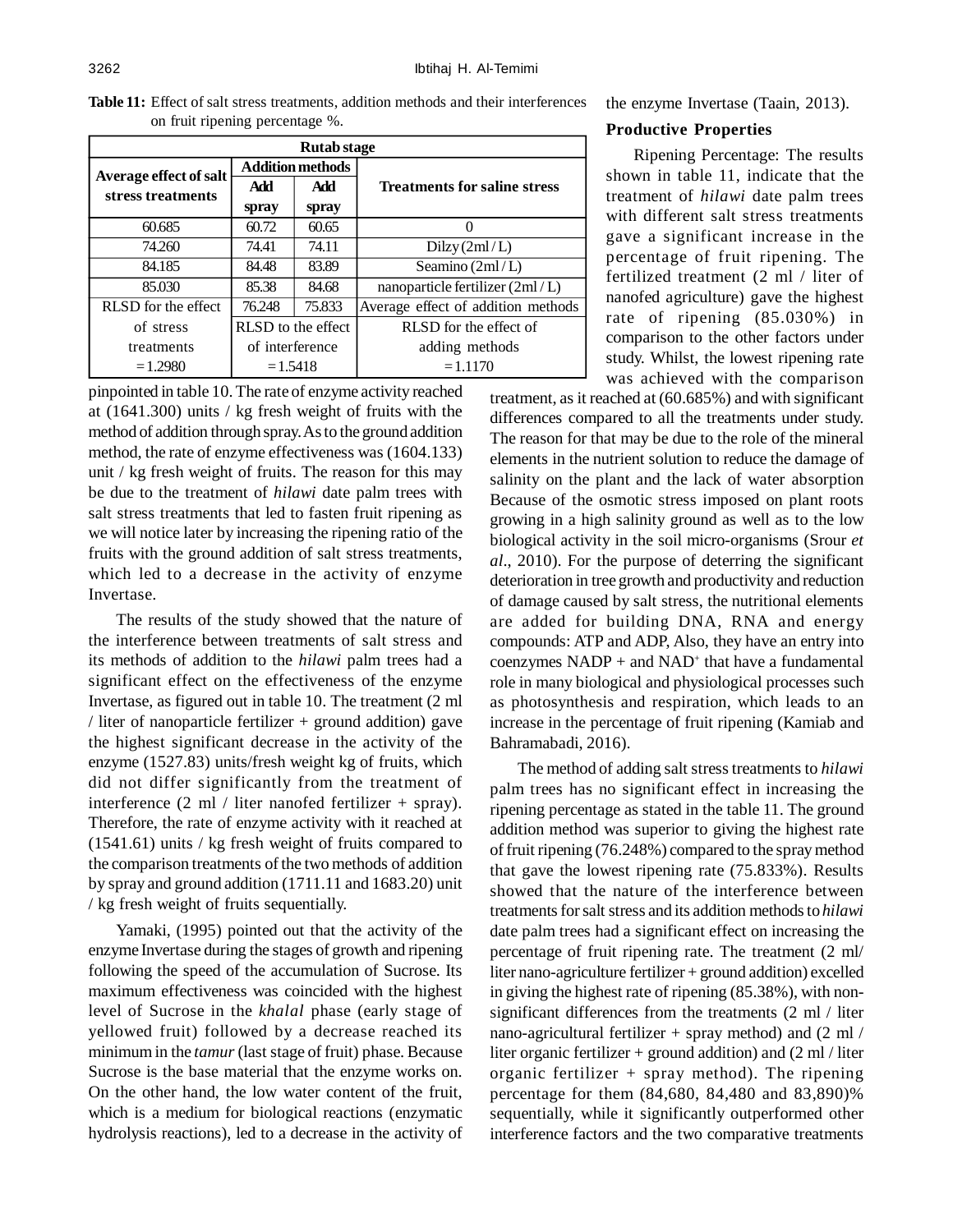**Table 11:** Effect of salt stress treatments, addition methods and their interferences on fruit ripening percentage %.

| Rutab stage | | | |
|---|---|---|---|
| Average effect of salt stress treatments | Addition methods | | Treatments for saline stress |
| | Add spray | Add spray | |
| 60.685 | 60.72 | 60.65 | 0 |
| 74.260 | 74.41 | 74.11 | Dilzy (2ml / L) |
| 84.185 | 84.48 | 83.89 | Seamino (2ml / L) |
| 85.030 | 85.38 | 84.68 | nanoparticle fertilizer (2ml / L) |
| RLSD for the effect | 76.248 | 75.833 | Average effect of addition methods |
| of stress treatments = 1.2980 | RLSD to the effect of interference = 1.5418 | | RLSD for the effect of adding methods = 1.1170 |

pinpointed in table 10. The rate of enzyme activity reached at (1641.300) units / kg fresh weight of fruits with the method of addition through spray. As to the ground addition method, the rate of enzyme effectiveness was (1604.133) unit / kg fresh weight of fruits. The reason for this may be due to the treatment of *hilawi* date palm trees with salt stress treatments that led to fasten fruit ripening as we will notice later by increasing the ripening ratio of the fruits with the ground addition of salt stress treatments, which led to a decrease in the activity of enzyme Invertase.

The results of the study showed that the nature of the interference between treatments of salt stress and its methods of addition to the *hilawi* palm trees had a significant effect on the effectiveness of the enzyme Invertase, as figured out in table 10. The treatment (2 ml / liter of nanoparticle fertilizer + ground addition) gave the highest significant decrease in the activity of the enzyme (1527.83) units/fresh weight kg of fruits, which did not differ significantly from the treatment of interference (2 ml / liter nanofed fertilizer + spray). Therefore, the rate of enzyme activity with it reached at (1541.61) units / kg fresh weight of fruits compared to the comparison treatments of the two methods of addition by spray and ground addition (1711.11 and 1683.20) unit / kg fresh weight of fruits sequentially.

Yamaki, (1995) pointed out that the activity of the enzyme Invertase during the stages of growth and ripening following the speed of the accumulation of Sucrose. Its maximum effectiveness was coincided with the highest level of Sucrose in the *khalal* phase (early stage of yellowed fruit) followed by a decrease reached its minimum in the *tamur* (last stage of fruit) phase. Because Sucrose is the base material that the enzyme works on. On the other hand, the low water content of the fruit, which is a medium for biological reactions (enzymatic hydrolysis reactions), led to a decrease in the activity of the enzyme Invertase (Taain, 2013).

### Productive Properties

Ripening Percentage: The results shown in table 11, indicate that the treatment of *hilawi* date palm trees with different salt stress treatments gave a significant increase in the percentage of fruit ripening. The fertilized treatment (2 ml / liter of nanofed agriculture) gave the highest rate of ripening (85.030%) in comparison to the other factors under study. Whilst, the lowest ripening rate was achieved with the comparison treatment, as it reached at (60.685%) and with significant differences compared to all the treatments under study. The reason for that may be due to the role of the mineral elements in the nutrient solution to reduce the damage of salinity on the plant and the lack of water absorption Because of the osmotic stress imposed on plant roots growing in a high salinity ground as well as to the low biological activity in the soil micro-organisms (Srour *et al*., 2010). For the purpose of deterring the significant deterioration in tree growth and productivity and reduction of damage caused by salt stress, the nutritional elements are added for building DNA, RNA and energy compounds: ATP and ADP, Also, they have an entry into coenzymes NADP + and $NAD^+$ that have a fundamental role in many biological and physiological processes such as photosynthesis and respiration, which leads to an increase in the percentage of fruit ripening (Kamiab and Bahramabadi, 2016).

The method of adding salt stress treatments to *hilawi* palm trees has no significant effect in increasing the ripening percentage as stated in the table 11. The ground addition method was superior to giving the highest rate of fruit ripening (76.248%) compared to the spray method that gave the lowest ripening rate (75.833%). Results showed that the nature of the interference between treatments for salt stress and its addition methods to *hilawi* date palm trees had a significant effect on increasing the percentage of fruit ripening rate. The treatment (2 ml/ liter nano-agriculture fertilizer + ground addition) excelled in giving the highest rate of ripening (85.38%), with non-significant differences from the treatments (2 ml / liter nano-agricultural fertilizer + spray method) and (2 ml / liter organic fertilizer + ground addition) and (2 ml / liter organic fertilizer + spray method). The ripening percentage for them (84,680, 84,480 and 83,890)% sequentially, while it significantly outperformed other interference factors and the two comparative treatments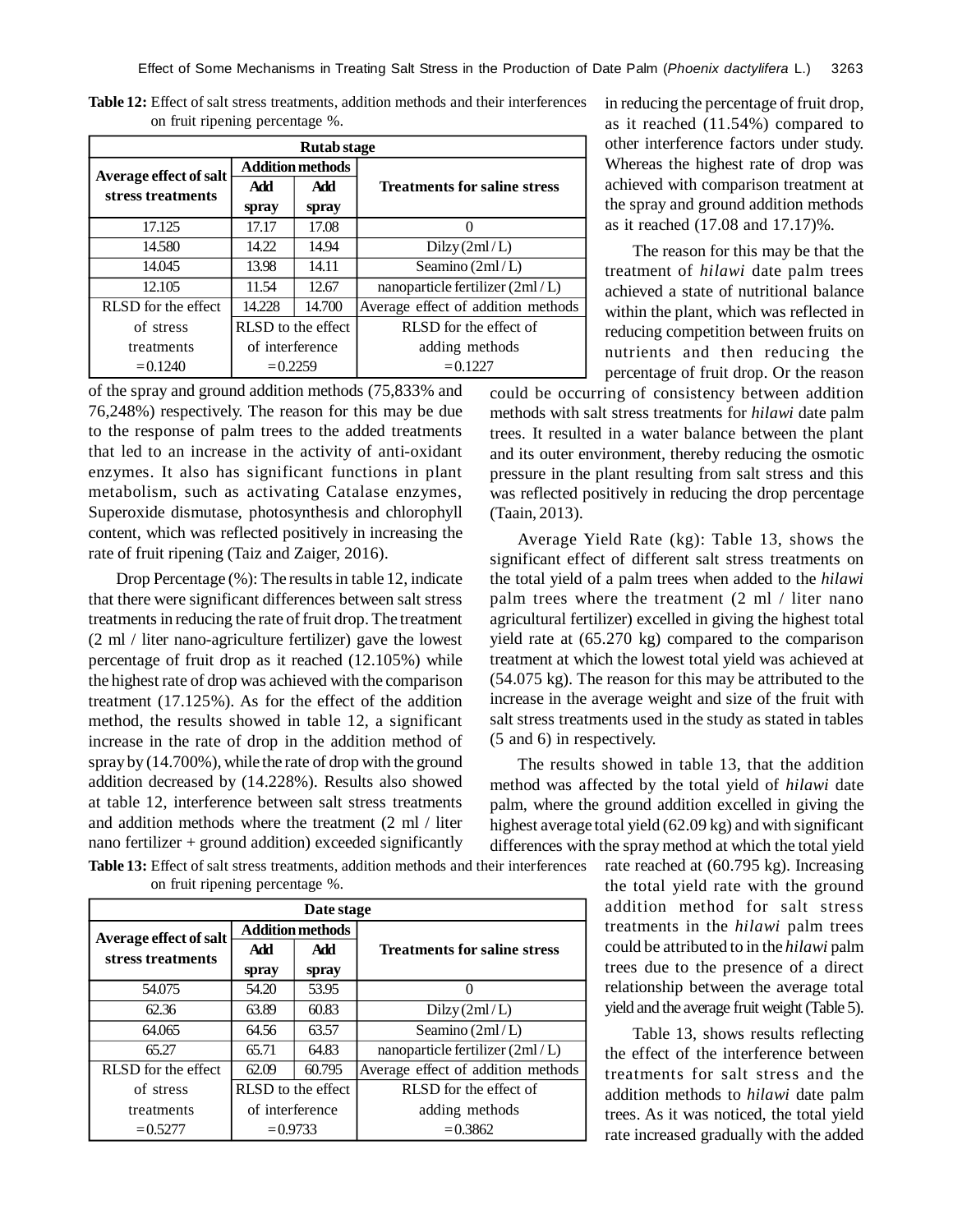**Table 12:** Effect of salt stress treatments, addition methods and their interferences on fruit ripening percentage %.

| Rutab stage | | | |
|---|---|---|---|
| Average effect of salt stress treatments | Addition methods | | Treatments for saline stress |
| | Add spray | Add spray | |
| 17.125 | 17.17 | 17.08 | 0 |
| 14.580 | 14.22 | 14.94 | Dilzy (2ml / L) |
| 14.045 | 13.98 | 14.11 | Seamino (2ml / L) |
| 12.105 | 11.54 | 12.67 | nanoparticle fertilizer (2ml / L) |
| RLSD for the effect | 14.228 | 14.700 | Average effect of addition methods |
| of stress treatments = 0.1240 | RLSD to the effect of interference = 0.2259 | | RLSD for the effect of adding methods = 0.1227 |

of the spray and ground addition methods (75,833% and 76,248%) respectively. The reason for this may be due to the response of palm trees to the added treatments that led to an increase in the activity of anti-oxidant enzymes. It also has significant functions in plant metabolism, such as activating Catalase enzymes, Superoxide dismutase, photosynthesis and chlorophyll content, which was reflected positively in increasing the rate of fruit ripening (Taiz and Zaiger, 2016).

Drop Percentage (%): The results in table 12, indicate that there were significant differences between salt stress treatments in reducing the rate of fruit drop. The treatment (2 ml / liter nano-agriculture fertilizer) gave the lowest percentage of fruit drop as it reached (12.105%) while the highest rate of drop was achieved with the comparison treatment (17.125%). As for the effect of the addition method, the results showed in table 12, a significant increase in the rate of drop in the addition method of spray by (14.700%), while the rate of drop with the ground addition decreased by (14.228%). Results also showed at table 12, interference between salt stress treatments and addition methods where the treatment (2 ml / liter nano fertilizer + ground addition) exceeded significantly in reducing the percentage of fruit drop, as it reached (11.54%) compared to other interference factors under study. Whereas the highest rate of drop was achieved with comparison treatment at the spray and ground addition methods as it reached (17.08 and 17.17)%.

The reason for this may be that the treatment of *hilawi* date palm trees achieved a state of nutritional balance within the plant, which was reflected in reducing competition between fruits on nutrients and then reducing the percentage of fruit drop. Or the reason could be occurring of consistency between addition methods with salt stress treatments for *hilawi* date palm trees. It resulted in a water balance between the plant and its outer environment, thereby reducing the osmotic pressure in the plant resulting from salt stress and this was reflected positively in reducing the drop percentage (Taain, 2013).

Average Yield Rate (kg): Table 13, shows the significant effect of different salt stress treatments on the total yield of a palm trees when added to the *hilawi* palm trees where the treatment (2 ml / liter nano agricultural fertilizer) excelled in giving the highest total yield rate at (65.270 kg) compared to the comparison treatment at which the lowest total yield was achieved at (54.075 kg). The reason for this may be attributed to the increase in the average weight and size of the fruit with salt stress treatments used in the study as stated in tables (5 and 6) in respectively.

The results showed in table 13, that the addition method was affected by the total yield of *hilawi* date palm, where the ground addition excelled in giving the highest average total yield (62.09 kg) and with significant differences with the spray method at which the total yield rate reached at (60.795 kg). Increasing the total yield rate with the ground addition method for salt stress treatments in the *hilawi* palm trees could be attributed to in the *hilawi* palm trees due to the presence of a direct relationship between the average total yield and the average fruit weight (Table 5).

Table 13, shows results reflecting the effect of the interference between treatments for salt stress and the addition methods to *hilawi* date palm trees. As it was noticed, the total yield rate increased gradually with the added

**Table 13:** Effect of salt stress treatments, addition methods and their interferences on fruit ripening percentage %.

| Date stage | | | |
|---|---|---|---|
| Average effect of salt stress treatments | Addition methods | | Treatments for saline stress |
| | Add spray | Add spray | |
| 54.075 | 54.20 | 53.95 | 0 |
| 62.36 | 63.89 | 60.83 | Dilzy (2ml / L) |
| 64.065 | 64.56 | 63.57 | Seamino (2ml / L) |
| 65.27 | 65.71 | 64.83 | nanoparticle fertilizer (2ml / L) |
| RLSD for the effect | 62.09 | 60.795 | Average effect of addition methods |
| of stress treatments = 0.5277 | RLSD to the effect of interference = 0.9733 | | RLSD for the effect of adding methods = 0.3862 |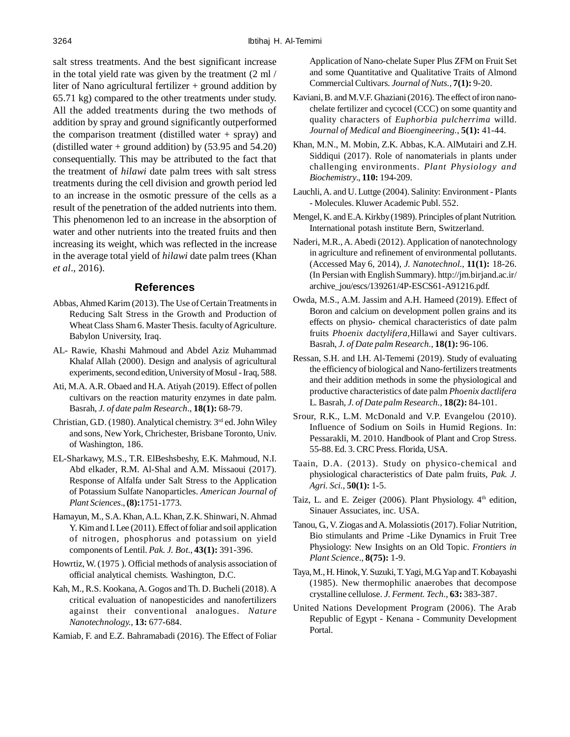salt stress treatments. And the best significant increase in the total yield rate was given by the treatment (2 ml / liter of Nano agricultural fertilizer + ground addition by 65.71 kg) compared to the other treatments under study. All the added treatments during the two methods of addition by spray and ground significantly outperformed the comparison treatment (distilled water + spray) and (distilled water + ground addition) by (53.95 and 54.20) consequentially. This may be attributed to the fact that the treatment of *hilawi* date palm trees with salt stress treatments during the cell division and growth period led to an increase in the osmotic pressure of the cells as a result of the penetration of the added nutrients into them. This phenomenon led to an increase in the absorption of water and other nutrients into the treated fruits and then increasing its weight, which was reflected in the increase in the average total yield of *hilawi* date palm trees (Khan *et al*., 2016).

## References

Abbas, Ahmed Karim (2013). The Use of Certain Treatments in Reducing Salt Stress in the Growth and Production of Wheat Class Sham 6. Master Thesis. faculty of Agriculture. Babylon University, Iraq.

AL- Rawie, Khashi Mahmoud and Abdel Aziz Muhammad Khalaf Allah (2000). Design and analysis of agricultural experiments, second edition, University of Mosul - Iraq, 588.

Ati, M.A. A.R. Obaed and H.A. Atiyah (2019). Effect of pollen cultivars on the reaction maturity enzymes in date palm. Basrah, *J. of date palm Research*., **18(1):** 68-79.

Christian, G.D. (1980). Analytical chemistry. 3rd ed. John Wiley and sons, New York, Chrichester, Brisbane Toronto, Univ. of Washington, 186.

EL-Sharkawy, M.S., T.R. ElBeshsbeshy, E.K. Mahmoud, N.I. Abd elkader, R.M. Al-Shal and A.M. Missaoui (2017). Response of Alfalfa under Salt Stress to the Application of Potassium Sulfate Nanoparticles. *American Journal of Plant Sciences*., **(8):**1751-1773.

Hamayun, M., S.A. Khan, A.L. Khan, Z.K. Shinwari, N. Ahmad Y. Kim and I. Lee (2011). Effect of foliar and soil application of nitrogen, phosphorus and potassium on yield components of Lentil. *Pak. J. Bot*., **43(1):** 391-396.

Howrtiz, W. (1975 ). Official methods of analysis association of official analytical chemists. Washington, D.C.

Kah, M., R.S. Kookana, A. Gogos and Th. D. Bucheli (2018). A critical evaluation of nanopesticides and nanofertilizers against their conventional analogues. *Nature Nanotechnology.*, **13:** 677-684.

Kamiab, F. and E.Z. Bahramabadi (2016). The Effect of Foliar Application of Nano-chelate Super Plus ZFM on Fruit Set and some Quantitative and Qualitative Traits of Almond Commercial Cultivars. *Journal of Nuts.*, **7(1):** 9-20.

Kaviani, B. and M.V.F. Ghaziani (2016). The effect of iron nano-chelate fertilizer and cycocel (CCC) on some quantity and quality characters of *Euphorbia pulcherrima* willd. *Journal of Medical and Bioengineering.*, **5(1):** 41-44.

Khan, M.N., M. Mobin, Z.K. Abbas, K.A. AlMutairi and Z.H. Siddiqui (2017). Role of nanomaterials in plants under challenging environments. *Plant Physiology and Biochemistry*., **110:** 194-209.

Lauchli, A. and U. Luttge (2004). Salinity: Environment - Plants - Molecules. Kluwer Academic Publ. 552.

Mengel, K. and E.A. Kirkby (1989). Principles of plant Nutrition. International potash institute Bern, Switzerland.

Naderi, M.R., A. Abedi (2012). Application of nanotechnology in agriculture and refinement of environmental pollutants. (Accessed May 6, 2014), *J. Nanotechnol.*, **11(1):** 18-26. (In Persian with English Summary). http://jm.birjand.ac.ir/archive_jou/escs/139261/4P-ESCS61-A91216.pdf.

Owda, M.S., A.M. Jassim and A.H. Hameed (2019). Effect of Boron and calcium on development pollen grains and its effects on physio- chemical characteristics of date palm fruits *Phoenix dactylifera*,Hillawi and Sayer cultivars. Basrah, *J. of Date palm Research.*, **18(1):** 96-106.

Ressan, S.H. and I.H. Al-Tememi (2019). Study of evaluating the efficiency of biological and Nano-fertilizers treatments and their addition methods in some the physiological and productive characteristics of date palm *Phoenix dactlifera* L. Basrah, *J. of Date palm Research.*, **18(2):** 84-101.

Srour, R.K., L.M. McDonald and V.P. Evangelou (2010). Influence of Sodium on Soils in Humid Regions. In: Pessarakli, M. 2010. Handbook of Plant and Crop Stress. 55-88. Ed. 3. CRC Press. Florida, USA.

Taain, D.A. (2013). Study on physico-chemical and physiological characteristics of Date palm fruits, *Pak. J. Agri. Sci.*, **50(1):** 1-5.

Taiz, L. and E. Zeiger (2006). Plant Physiology. 4th edition, Sinauer Assuciates, inc. USA.

Tanou, G., V. Ziogas and A. Molassiotis (2017). Foliar Nutrition, Bio stimulants and Prime -Like Dynamics in Fruit Tree Physiology: New Insights on an Old Topic. *Frontiers in Plant Science*., **8(75):** 1-9.

Taya, M., H. Hinok, Y. Suzuki, T. Yagi, M.G. Yap and T. Kobayashi (1985). New thermophilic anaerobes that decompose crystalline cellulose. *J. Ferment. Tech*., **63:** 383-387.

United Nations Development Program (2006). The Arab Republic of Egypt - Kenana - Community Development Portal.